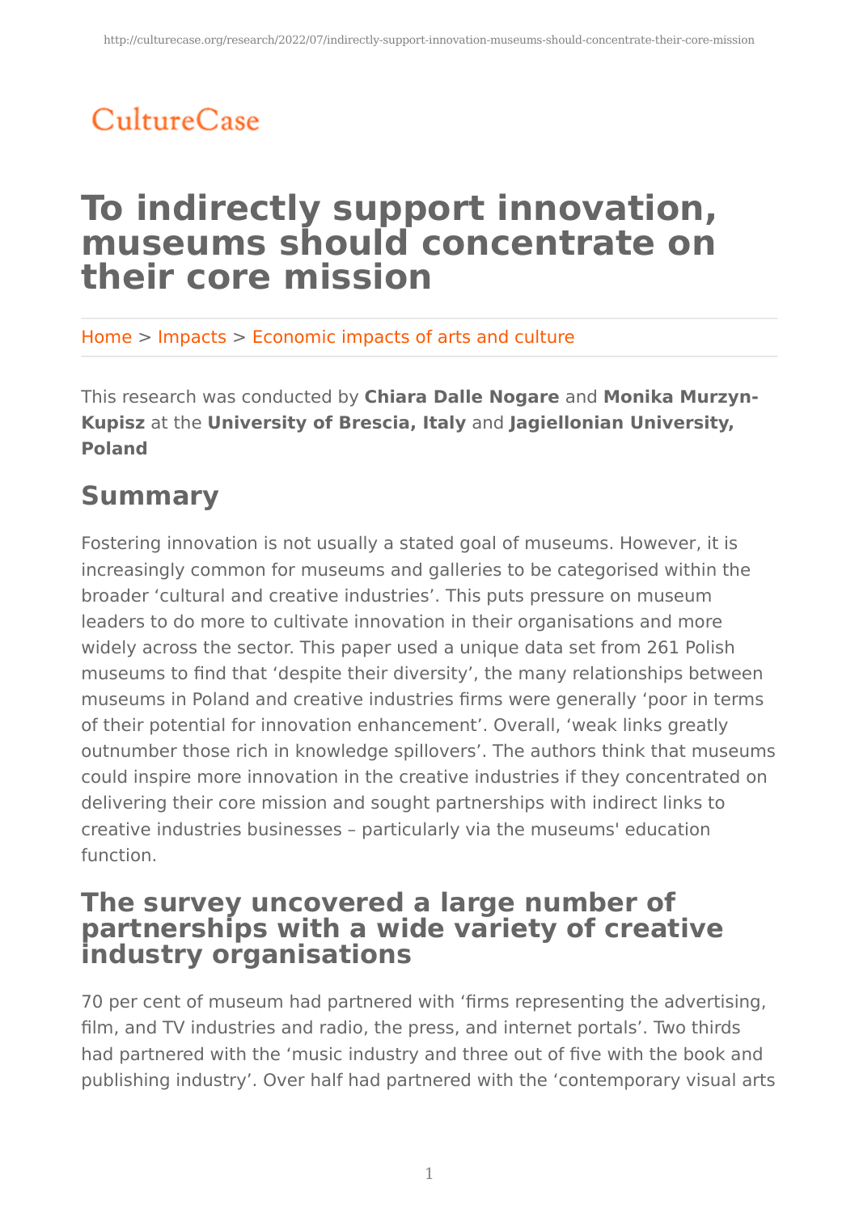CultureCase

# To indirectly support innovation, museums should concentrate on their core mission

Home > Impacts > Economic impacts of arts and culture

This research was conducted by **Chiara Dalle Nogare** and **Monika Murzyn-Kupisz** at the **University of Brescia, Italy** and **Jagiellonian University, Poland**

## Summary

Fostering innovation is not usually a stated goal of museums. However, it is increasingly common for museums and galleries to be categorised within the broader 'cultural and creative industries'. This puts pressure on museum leaders to do more to cultivate innovation in their organisations and more widely across the sector. This paper used a unique data set from 261 Polish museums to find that 'despite their diversity', the many relationships between museums in Poland and creative industries firms were generally 'poor in terms of their potential for innovation enhancement'. Overall, 'weak links greatly outnumber those rich in knowledge spillovers'. The authors think that museums could inspire more innovation in the creative industries if they concentrated on delivering their core mission and sought partnerships with indirect links to creative industries businesses – particularly via the museums' education function.

## The survey uncovered a large number of partnerships with a wide variety of creative industry organisations

70 per cent of museum had partnered with 'firms representing the advertising, film, and TV industries and radio, the press, and internet portals'. Two thirds had partnered with the 'music industry and three out of five with the book and publishing industry'. Over half had partnered with the 'contemporary visual arts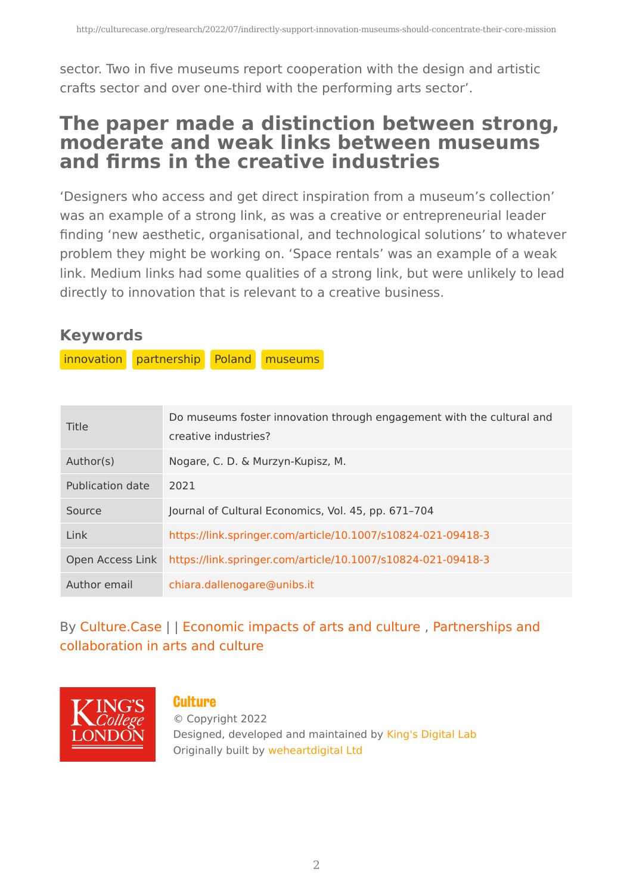sector. Two in five museums report cooperation with the design and artistic crafts sector and over one-third with the performing arts sector'.

## The paper made a distinction between strong, moderate and weak links between museums and firms in the creative industries

'Designers who access and get direct inspiration from a museum's collection' was an example of a strong link, as was a creative or entrepreneurial leader finding 'new aesthetic, organisational, and technological solutions' to whatever problem they might be working on. 'Space rentals' was an example of a weak link. Medium links had some qualities of a strong link, but were unlikely to lead directly to innovation that is relevant to a creative business.

### Keywords

innovation partnership Poland museums

| | |
|---|---|
| Title | Do museums foster innovation through engagement with the cultural and creative industries? |
| Author(s) | Nogare, C. D. & Murzyn-Kupisz, M. |
| Publication date | 2021 |
| Source | Journal of Cultural Economics, Vol. 45, pp. 671–704 |
| Link | https://link.springer.com/article/10.1007/s10824-021-09418-3 |
| Open Access Link | https://link.springer.com/article/10.1007/s10824-021-09418-3 |
| Author email | chiara.dallenogare@unibs.it |

By Culture.Case | | Economic impacts of arts and culture , Partnerships and collaboration in arts and culture

KING'S College LONDON

Culture
© Copyright 2022
Designed, developed and maintained by King's Digital Lab
Originally built by weheartdigital Ltd